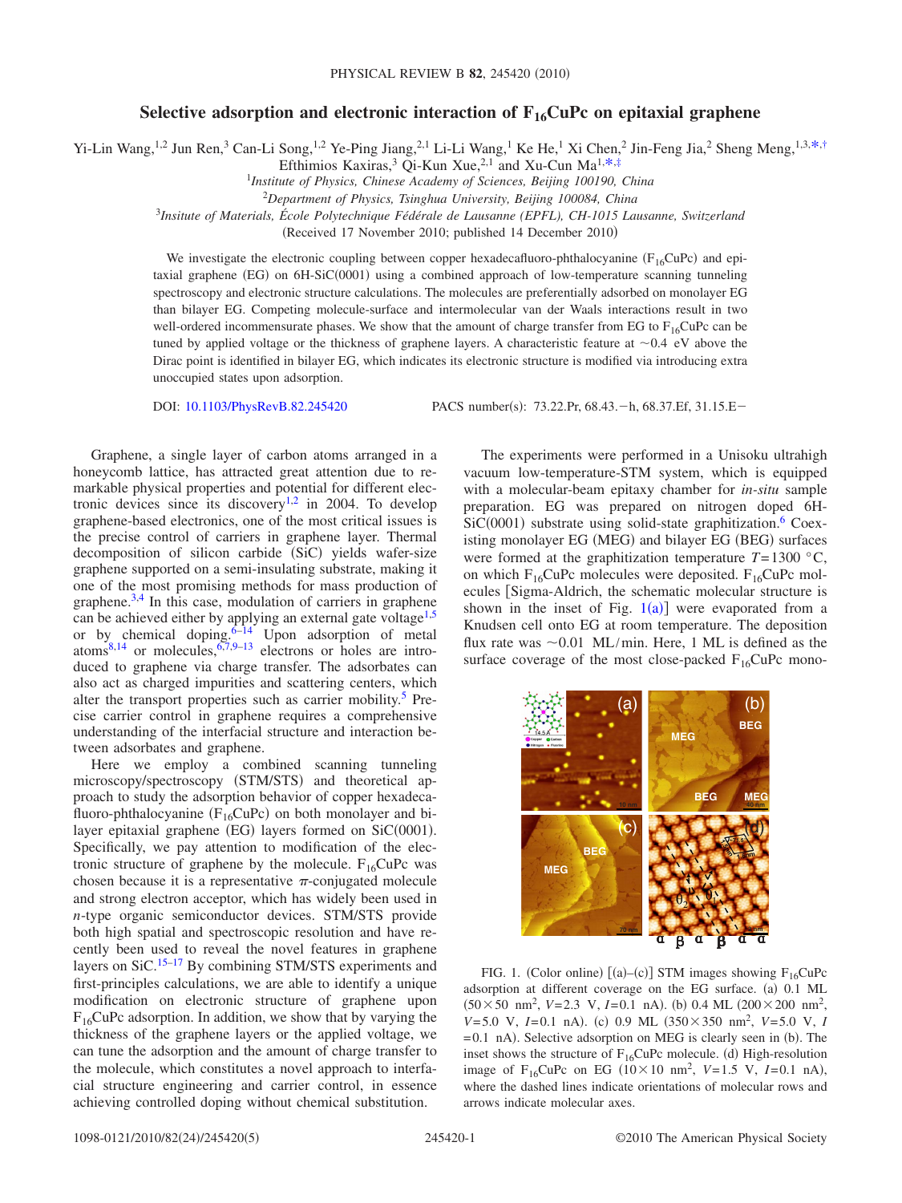# Selective adsorption and electronic interaction of $F_{16}CuPc$ on epitaxial graphene

Yi-Lin Wang,[1,2] Jun Ren,[3] Can-Li Song,[1,2] Ye-Ping Jiang,[2,1] Li-Li Wang,[1] Ke He,[1] Xi Chen,[2] Jin-Feng Jia,[2] Sheng Meng,[1,3,*,†] Efthimios Kaxiras,[3] Qi-Kun Xue,[2,1] and Xu-Cun Ma[1,*,‡]

[1]*Institute of Physics, Chinese Academy of Sciences, Beijing 100190, China*

[2]*Department of Physics, Tsinghua University, Beijing 100084, China*

[3]*Insitute of Materials, École Polytechnique Fédérale de Lausanne (EPFL), CH-1015 Lausanne, Switzerland*

(Received 17 November 2010; published 14 December 2010)

We investigate the electronic coupling between copper hexadecafluoro-phthalocyanine ($F_{16}CuPc$) and epitaxial graphene (EG) on 6H-SiC(0001) using a combined approach of low-temperature scanning tunneling spectroscopy and electronic structure calculations. The molecules are preferentially adsorbed on monolayer EG than bilayer EG. Competing molecule-surface and intermolecular van der Waals interactions result in two well-ordered incommensurate phases. We show that the amount of charge transfer from EG to $F_{16}CuPc$ can be tuned by applied voltage or the thickness of graphene layers. A characteristic feature at ~0.4 eV above the Dirac point is identified in bilayer EG, which indicates its electronic structure is modified via introducing extra unoccupied states upon adsorption.

DOI: 10.1103/PhysRevB.82.245420    PACS number(s): 73.22.Pr, 68.43.−h, 68.37.Ef, 31.15.E−

Graphene, a single layer of carbon atoms arranged in a honeycomb lattice, has attracted great attention due to remarkable physical properties and potential for different electronic devices since its discovery[1,2] in 2004. To develop graphene-based electronics, one of the most critical issues is the precise control of carriers in graphene layer. Thermal decomposition of silicon carbide (SiC) yields wafer-size graphene supported on a semi-insulating substrate, making it one of the most promising methods for mass production of graphene.[3,4] In this case, modulation of carriers in graphene can be achieved either by applying an external gate voltage[1,5] or by chemical doping.[6–14] Upon adsorption of metal atoms[8,14] or molecules,[6,7,9–13] electrons or holes are introduced to graphene via charge transfer. The adsorbates can also act as charged impurities and scattering centers, which alter the transport properties such as carrier mobility.[5] Precise carrier control in graphene requires a comprehensive understanding of the interfacial structure and interaction between adsorbates and graphene.

Here we employ a combined scanning tunneling microscopy/spectroscopy (STM/STS) and theoretical approach to study the adsorption behavior of copper hexadecafluoro-phthalocyanine ($F_{16}CuPc$) on both monolayer and bilayer epitaxial graphene (EG) layers formed on SiC(0001). Specifically, we pay attention to modification of the electronic structure of graphene by the molecule. $F_{16}CuPc$ was chosen because it is a representative $\pi$-conjugated molecule and strong electron acceptor, which has widely been used in *n*-type organic semiconductor devices. STM/STS provide both high spatial and spectroscopic resolution and have recently been used to reveal the novel features in graphene layers on SiC.[15–17] By combining STM/STS experiments and first-principles calculations, we are able to identify a unique modification on electronic structure of graphene upon $F_{16}CuPc$ adsorption. In addition, we show that by varying the thickness of the graphene layers or the applied voltage, we can tune the adsorption and the amount of charge transfer to the molecule, which constitutes a novel approach to interfacial structure engineering and carrier control, in essence achieving controlled doping without chemical substitution.

The experiments were performed in a Unisoku ultrahigh vacuum low-temperature-STM system, which is equipped with a molecular-beam epitaxy chamber for *in-situ* sample preparation. EG was prepared on nitrogen doped 6H-SiC(0001) substrate using solid-state graphitization.[6] Coexisting monolayer EG (MEG) and bilayer EG (BEG) surfaces were formed at the graphitization temperature $T=1300$ °C, on which $F_{16}CuPc$ molecules were deposited. $F_{16}CuPc$ molecules [Sigma-Aldrich, the schematic molecular structure is shown in the inset of Fig. 1(a)] were evaporated from a Knudsen cell onto EG at room temperature. The deposition flux rate was ~0.01 ML/min. Here, 1 ML is defined as the surface coverage of the most close-packed $F_{16}CuPc$ mono-

FIG. 1. (Color online) [(a)–(c)] STM images showing $F_{16}CuPc$ adsorption at different coverage on the EG surface. (a) 0.1 ML ($50\times50$ nm$^2$, $V=2.3$ V, $I=0.1$ nA). (b) 0.4 ML ($200\times200$ nm$^2$, $V=5.0$ V, $I=0.1$ nA). (c) 0.9 ML ($350\times350$ nm$^2$, $V=5.0$ V, $I=0.1$ nA). Selective adsorption on MEG is clearly seen in (b). The inset shows the structure of $F_{16}CuPc$ molecule. (d) High-resolution image of $F_{16}CuPc$ on EG ($10\times10$ nm$^2$, $V=1.5$ V, $I=0.1$ nA), where the dashed lines indicate orientations of molecular rows and arrows indicate molecular axes.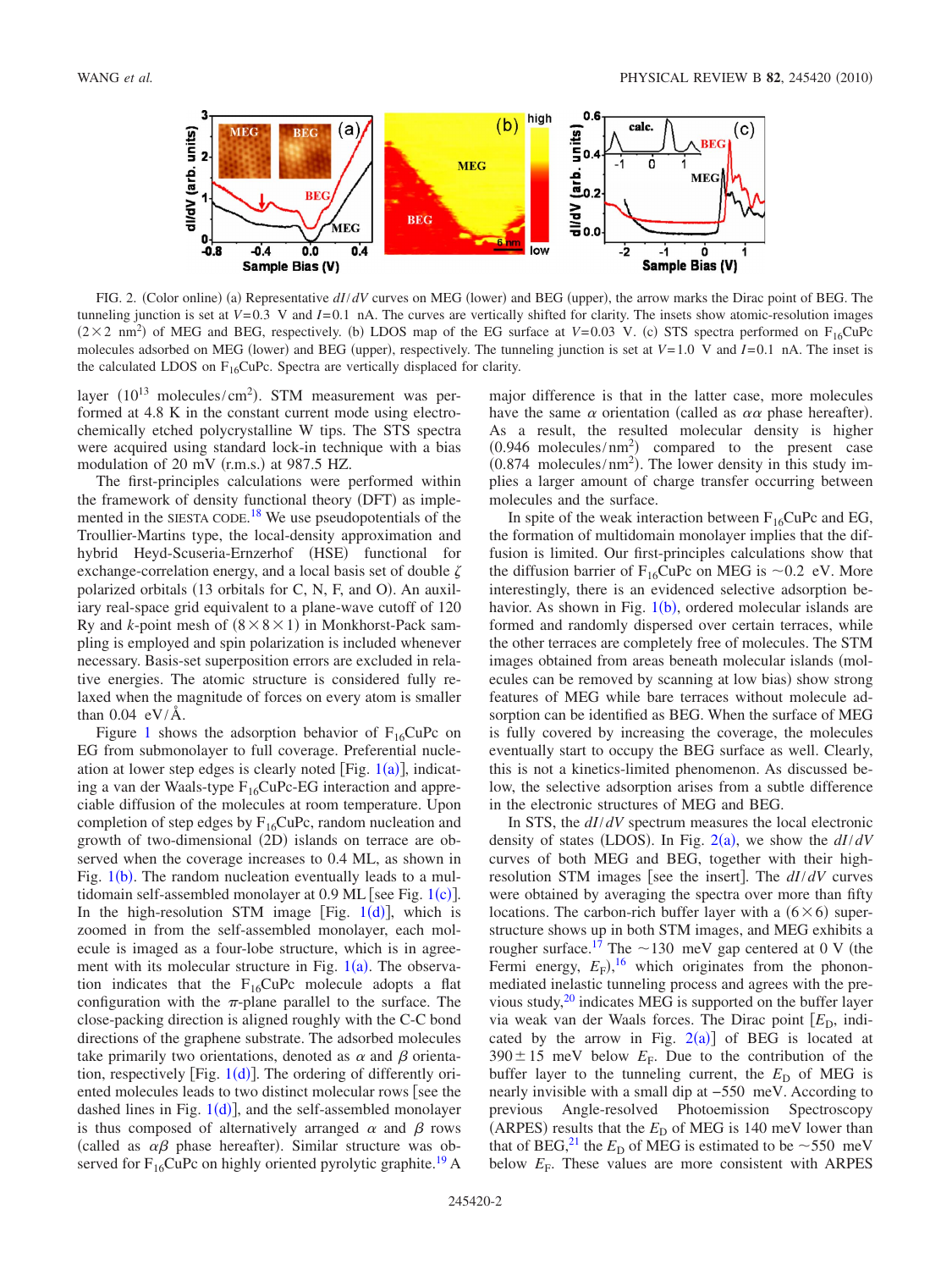FIG. 2. (Color online) (a) Representative $dI/dV$ curves on MEG (lower) and BEG (upper), the arrow marks the Dirac point of BEG. The tunneling junction is set at $V=0.3$ V and $I=0.1$ nA. The curves are vertically shifted for clarity. The insets show atomic-resolution images ($2\times2$ nm$^2$) of MEG and BEG, respectively. (b) LDOS map of the EG surface at $V=0.03$ V. (c) STS spectra performed on $F_{16}CuPc$ molecules adsorbed on MEG (lower) and BEG (upper), respectively. The tunneling junction is set at $V=1.0$ V and $I=0.1$ nA. The inset is the calculated LDOS on $F_{16}CuPc$. Spectra are vertically displaced for clarity.

layer ($10^{13}$ molecules/cm$^2$). STM measurement was performed at 4.8 K in the constant current mode using electrochemically etched polycrystalline W tips. The STS spectra were acquired using standard lock-in technique with a bias modulation of 20 mV (r.m.s.) at 987.5 HZ.

The first-principles calculations were performed within the framework of density functional theory (DFT) as implemented in the SIESTA CODE.[18] We use pseudopotentials of the Troullier-Martins type, the local-density approximation and hybrid Heyd-Scuseria-Ernzerhof (HSE) functional for exchange-correlation energy, and a local basis set of double $\zeta$ polarized orbitals (13 orbitals for C, N, F, and O). An auxiliary real-space grid equivalent to a plane-wave cutoff of 120 Ry and $k$-point mesh of $(8\times8\times1)$ in Monkhorst-Pack sampling is employed and spin polarization is included whenever necessary. Basis-set superposition errors are excluded in relative energies. The atomic structure is considered fully relaxed when the magnitude of forces on every atom is smaller than 0.04 eV/Å.

Figure 1 shows the adsorption behavior of $F_{16}CuPc$ on EG from submonolayer to full coverage. Preferential nucleation at lower step edges is clearly noted [Fig. 1(a)], indicating a van der Waals-type $F_{16}CuPc$-EG interaction and appreciable diffusion of the molecules at room temperature. Upon completion of step edges by $F_{16}CuPc$, random nucleation and growth of two-dimensional (2D) islands on terrace are observed when the coverage increases to 0.4 ML, as shown in Fig. 1(b). The random nucleation eventually leads to a multidomain self-assembled monolayer at 0.9 ML [see Fig. 1(c)]. In the high-resolution STM image [Fig. 1(d)], which is zoomed in from the self-assembled monolayer, each molecule is imaged as a four-lobe structure, which is in agreement with its molecular structure in Fig. 1(a). The observation indicates that the $F_{16}CuPc$ molecule adopts a flat configuration with the $\pi$-plane parallel to the surface. The close-packing direction is aligned roughly with the C-C bond directions of the graphene substrate. The adsorbed molecules take primarily two orientations, denoted as $\alpha$ and $\beta$ orientation, respectively [Fig. 1(d)]. The ordering of differently oriented molecules leads to two distinct molecular rows [see the dashed lines in Fig. 1(d)], and the self-assembled monolayer is thus composed of alternatively arranged $\alpha$ and $\beta$ rows (called as $\alpha\beta$ phase hereafter). Similar structure was observed for $F_{16}CuPc$ on highly oriented pyrolytic graphite.[19] A major difference is that in the latter case, more molecules have the same $\alpha$ orientation (called as $\alpha\alpha$ phase hereafter). As a result, the resulted molecular density is higher (0.946 molecules/nm$^2$) compared to the present case (0.874 molecules/nm$^2$). The lower density in this study implies a larger amount of charge transfer occurring between molecules and the surface.

In spite of the weak interaction between $F_{16}CuPc$ and EG, the formation of multidomain monolayer implies that the diffusion is limited. Our first-principles calculations show that the diffusion barrier of $F_{16}CuPc$ on MEG is ~0.2 eV. More interestingly, there is an evidenced selective adsorption behavior. As shown in Fig. 1(b), ordered molecular islands are formed and randomly dispersed over certain terraces, while the other terraces are completely free of molecules. The STM images obtained from areas beneath molecular islands (molecules can be removed by scanning at low bias) show strong features of MEG while bare terraces without molecule adsorption can be identified as BEG. When the surface of MEG is fully covered by increasing the coverage, the molecules eventually start to occupy the BEG surface as well. Clearly, this is not a kinetics-limited phenomenon. As discussed below, the selective adsorption arises from a subtle difference in the electronic structures of MEG and BEG.

In STS, the $dI/dV$ spectrum measures the local electronic density of states (LDOS). In Fig. 2(a), we show the $dI/dV$ curves of both MEG and BEG, together with their high-resolution STM images [see the insert]. The $dI/dV$ curves were obtained by averaging the spectra over more than fifty locations. The carbon-rich buffer layer with a $(6\times6)$ superstructure shows up in both STM images, and MEG exhibits a rougher surface.[17] The ~130 meV gap centered at 0 V (the Fermi energy, $E_F$),[16] which originates from the phonon-mediated inelastic tunneling process and agrees with the previous study,[20] indicates MEG is supported on the buffer layer via weak van der Waals forces. The Dirac point [$E_D$, indicated by the arrow in Fig. 2(a)] of BEG is located at $390\pm15$ meV below $E_F$. Due to the contribution of the buffer layer to the tunneling current, the $E_D$ of MEG is nearly invisible with a small dip at −550 meV. According to previous Angle-resolved Photoemission Spectroscopy (ARPES) results that the $E_D$ of MEG is 140 meV lower than that of BEG,[21] the $E_D$ of MEG is estimated to be ~550 meV below $E_F$. These values are more consistent with ARPES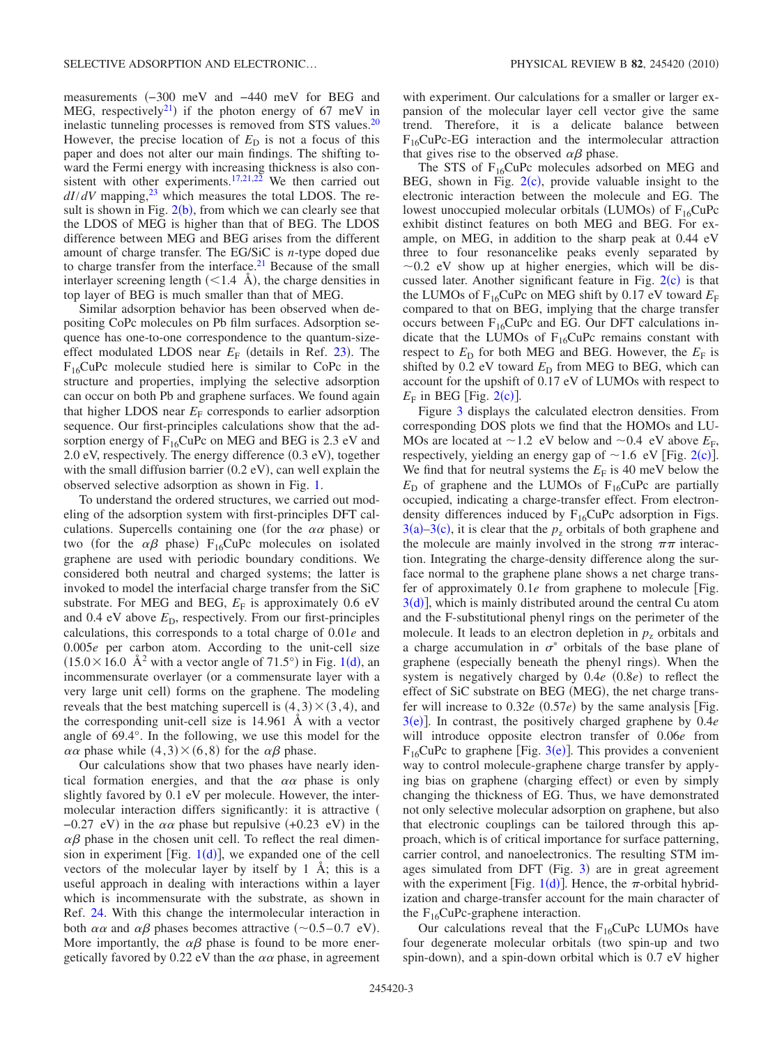measurements (−300 meV and −440 meV for BEG and MEG, respectively[21]) if the photon energy of 67 meV in inelastic tunneling processes is removed from STS values.[20] However, the precise location of $E_D$ is not a focus of this paper and does not alter our main findings. The shifting toward the Fermi energy with increasing thickness is also consistent with other experiments.[17,21,22] We then carried out $dI/dV$ mapping,[23] which measures the total LDOS. The result is shown in Fig. 2(b), from which we can clearly see that the LDOS of MEG is higher than that of BEG. The LDOS difference between MEG and BEG arises from the different amount of charge transfer. The EG/SiC is $n$-type doped due to charge transfer from the interface.[21] Because of the small interlayer screening length (<1.4 Å), the charge densities in top layer of BEG is much smaller than that of MEG.

Similar adsorption behavior has been observed when depositing CoPc molecules on Pb film surfaces. Adsorption sequence has one-to-one correspondence to the quantum-size-effect modulated LDOS near $E_F$ (details in Ref. 23). The $F_{16}CuPc$ molecule studied here is similar to CoPc in the structure and properties, implying the selective adsorption can occur on both Pb and graphene surfaces. We found again that higher LDOS near $E_F$ corresponds to earlier adsorption sequence. Our first-principles calculations show that the adsorption energy of $F_{16}CuPc$ on MEG and BEG is 2.3 eV and 2.0 eV, respectively. The energy difference (0.3 eV), together with the small diffusion barrier (0.2 eV), can well explain the observed selective adsorption as shown in Fig. 1.

To understand the ordered structures, we carried out modeling of the adsorption system with first-principles DFT calculations. Supercells containing one (for the $\alpha\alpha$ phase) or two (for the $\alpha\beta$ phase) $F_{16}CuPc$ molecules on isolated graphene are used with periodic boundary conditions. We considered both neutral and charged systems; the latter is invoked to model the interfacial charge transfer from the SiC substrate. For MEG and BEG, $E_F$ is approximately 0.6 eV and 0.4 eV above $E_D$, respectively. From our first-principles calculations, this corresponds to a total charge of 0.01$e$ and 0.005$e$ per carbon atom. According to the unit-cell size (15.0×16.0 Å$^2$ with a vector angle of 71.5°) in Fig. 1(d), an incommensurate overlayer (or a commensurate layer with a very large unit cell) forms on the graphene. The modeling reveals that the best matching supercell is $(4,3)\times(3,4)$, and the corresponding unit-cell size is 14.961 Å with a vector angle of 69.4°. In the following, we use this model for the $\alpha\alpha$ phase while $(4,3)\times(6,8)$ for the $\alpha\beta$ phase.

Our calculations show that two phases have nearly identical formation energies, and that the $\alpha\alpha$ phase is only slightly favored by 0.1 eV per molecule. However, the intermolecular interaction differs significantly: it is attractive (−0.27 eV) in the $\alpha\alpha$ phase but repulsive (+0.23 eV) in the $\alpha\beta$ phase in the chosen unit cell. To reflect the real dimension in experiment [Fig. 1(d)], we expanded one of the cell vectors of the molecular layer by itself by 1 Å; this is a useful approach in dealing with interactions within a layer which is incommensurate with the substrate, as shown in Ref. 24. With this change the intermolecular interaction in both $\alpha\alpha$ and $\alpha\beta$ phases becomes attractive (~0.5–0.7 eV). More importantly, the $\alpha\beta$ phase is found to be more energetically favored by 0.22 eV than the $\alpha\alpha$ phase, in agreement with experiment. Our calculations for a smaller or larger expansion of the molecular layer cell vector give the same trend. Therefore, it is a delicate balance between $F_{16}CuPc$-EG interaction and the intermolecular attraction that gives rise to the observed $\alpha\beta$ phase.

The STS of $F_{16}CuPc$ molecules adsorbed on MEG and BEG, shown in Fig. 2(c), provide valuable insight to the electronic interaction between the molecule and EG. The lowest unoccupied molecular orbitals (LUMOs) of $F_{16}CuPc$ exhibit distinct features on both MEG and BEG. For example, on MEG, in addition to the sharp peak at 0.44 eV three to four resonancelike peaks evenly separated by ~0.2 eV show up at higher energies, which will be discussed later. Another significant feature in Fig. 2(c) is that the LUMOs of $F_{16}CuPc$ on MEG shift by 0.17 eV toward $E_F$ compared to that on BEG, implying that the charge transfer occurs between $F_{16}CuPc$ and EG. Our DFT calculations indicate that the LUMOs of $F_{16}CuPc$ remains constant with respect to $E_D$ for both MEG and BEG. However, the $E_F$ is shifted by 0.2 eV toward $E_D$ from MEG to BEG, which can account for the upshift of 0.17 eV of LUMOs with respect to $E_F$ in BEG [Fig. 2(c)].

Figure 3 displays the calculated electron densities. From corresponding DOS plots we find that the HOMOs and LUMOs are located at ~1.2 eV below and ~0.4 eV above $E_F$, respectively, yielding an energy gap of ~1.6 eV [Fig. 2(c)]. We find that for neutral systems the $E_F$ is 40 meV below the $E_D$ of graphene and the LUMOs of $F_{16}CuPc$ are partially occupied, indicating a charge-transfer effect. From electron-density differences induced by $F_{16}CuPc$ adsorption in Figs. 3(a)–3(c), it is clear that the $p_z$ orbitals of both graphene and the molecule are mainly involved in the strong $\pi\pi$ interaction. Integrating the charge-density difference along the surface normal to the graphene plane shows a net charge transfer of approximately 0.1$e$ from graphene to molecule [Fig. 3(d)], which is mainly distributed around the central Cu atom and the F-substitutional phenyl rings on the perimeter of the molecule. It leads to an electron depletion in $p_z$ orbitals and a charge accumulation in $\sigma^*$ orbitals of the base plane of graphene (especially beneath the phenyl rings). When the system is negatively charged by 0.4$e$ (0.8$e$) to reflect the effect of SiC substrate on BEG (MEG), the net charge transfer will increase to 0.32$e$ (0.57$e$) by the same analysis [Fig. 3(e)]. In contrast, the positively charged graphene by 0.4$e$ will introduce opposite electron transfer of 0.06$e$ from $F_{16}CuPc$ to graphene [Fig. 3(e)]. This provides a convenient way to control molecule-graphene charge transfer by applying bias on graphene (charging effect) or even by simply changing the thickness of EG. Thus, we have demonstrated not only selective molecular adsorption on graphene, but also that electronic couplings can be tailored through this approach, which is of critical importance for surface patterning, carrier control, and nanoelectronics. The resulting STM images simulated from DFT (Fig. 3) are in great agreement with the experiment [Fig. 1(d)]. Hence, the $\pi$-orbital hybridization and charge-transfer account for the main character of the $F_{16}CuPc$-graphene interaction.

Our calculations reveal that the $F_{16}CuPc$ LUMOs have four degenerate molecular orbitals (two spin-up and two spin-down), and a spin-down orbital which is 0.7 eV higher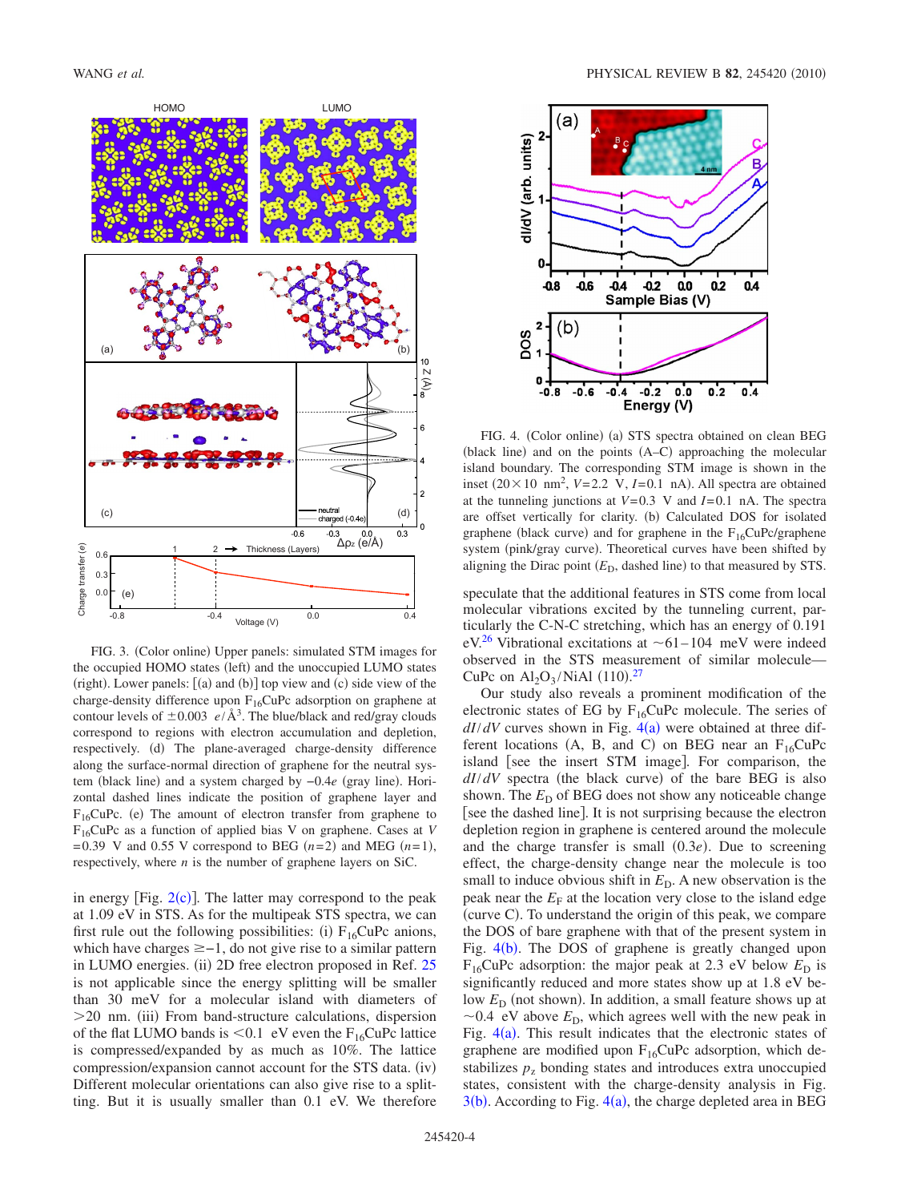FIG. 3. (Color online) Upper panels: simulated STM images for the occupied HOMO states (left) and the unoccupied LUMO states (right). Lower panels: [(a) and (b)] top view and (c) side view of the charge-density difference upon $F_{16}CuPc$ adsorption on graphene at contour levels of $\pm 0.003$ $e/\text{Å}^3$. The blue/black and red/gray clouds correspond to regions with electron accumulation and depletion, respectively. (d) The plane-averaged charge-density difference along the surface-normal direction of graphene for the neutral system (black line) and a system charged by $-0.4e$ (gray line). Horizontal dashed lines indicate the position of graphene layer and $F_{16}CuPc$. (e) The amount of electron transfer from graphene to $F_{16}CuPc$ as a function of applied bias V on graphene. Cases at $V=0.39$ V and 0.55 V correspond to BEG ($n=2$) and MEG ($n=1$), respectively, where $n$ is the number of graphene layers on SiC.

in energy [Fig. 2(c)]. The latter may correspond to the peak at 1.09 eV in STS. As for the multipeak STS spectra, we can first rule out the following possibilities: (i) $F_{16}CuPc$ anions, which have charges $\geq -1$, do not give rise to a similar pattern in LUMO energies. (ii) 2D free electron proposed in Ref. 25 is not applicable since the energy splitting will be smaller than 30 meV for a molecular island with diameters of $>20$ nm. (iii) From band-structure calculations, dispersion of the flat LUMO bands is $<0.1$ eV even the $F_{16}CuPc$ lattice is compressed/expanded by as much as 10%. The lattice compression/expansion cannot account for the STS data. (iv) Different molecular orientations can also give rise to a splitting. But it is usually smaller than 0.1 eV. We therefore speculate that the additional features in STS come from local molecular vibrations excited by the tunneling current, particularly the C-N-C stretching, which has an energy of 0.191 eV.[26] Vibrational excitations at $\sim 61-104$ meV were indeed observed in the STS measurement of similar molecule—CuPc on $Al_2O_3$/NiAl (110).[27]

FIG. 4. (Color online) (a) STS spectra obtained on clean BEG (black line) and on the points (A–C) approaching the molecular island boundary. The corresponding STM image is shown in the inset ($20\times 10$ nm$^2$, $V=2.2$ V, $I=0.1$ nA). All spectra are obtained at the tunneling junctions at $V=0.3$ V and $I=0.1$ nA. The spectra are offset vertically for clarity. (b) Calculated DOS for isolated graphene (black curve) and for graphene in the $F_{16}CuPc$/graphene system (pink/gray curve). Theoretical curves have been shifted by aligning the Dirac point ($E_D$, dashed line) to that measured by STS.

Our study also reveals a prominent modification of the electronic states of EG by $F_{16}CuPc$ molecule. The series of $dI/dV$ curves shown in Fig. 4(a) were obtained at three different locations (A, B, and C) on BEG near an $F_{16}CuPc$ island [see the insert STM image]. For comparison, the $dI/dV$ spectra (the black curve) of the bare BEG is also shown. The $E_D$ of BEG does not show any noticeable change [see the dashed line]. It is not surprising because the electron depletion region in graphene is centered around the molecule and the charge transfer is small $(0.3e)$. Due to screening effect, the charge-density change near the molecule is too small to induce obvious shift in $E_D$. A new observation is the peak near the $E_F$ at the location very close to the island edge (curve C). To understand the origin of this peak, we compare the DOS of bare graphene with that of the present system in Fig. 4(b). The DOS of graphene is greatly changed upon $F_{16}CuPc$ adsorption: the major peak at 2.3 eV below $E_D$ is significantly reduced and more states show up at 1.8 eV below $E_D$ (not shown). In addition, a small feature shows up at $\sim 0.4$ eV above $E_D$, which agrees well with the new peak in Fig. 4(a). This result indicates that the electronic states of graphene are modified upon $F_{16}CuPc$ adsorption, which destabilizes $p_z$ bonding states and introduces extra unoccupied states, consistent with the charge-density analysis in Fig. 3(b). According to Fig. 4(a), the charge depleted area in BEG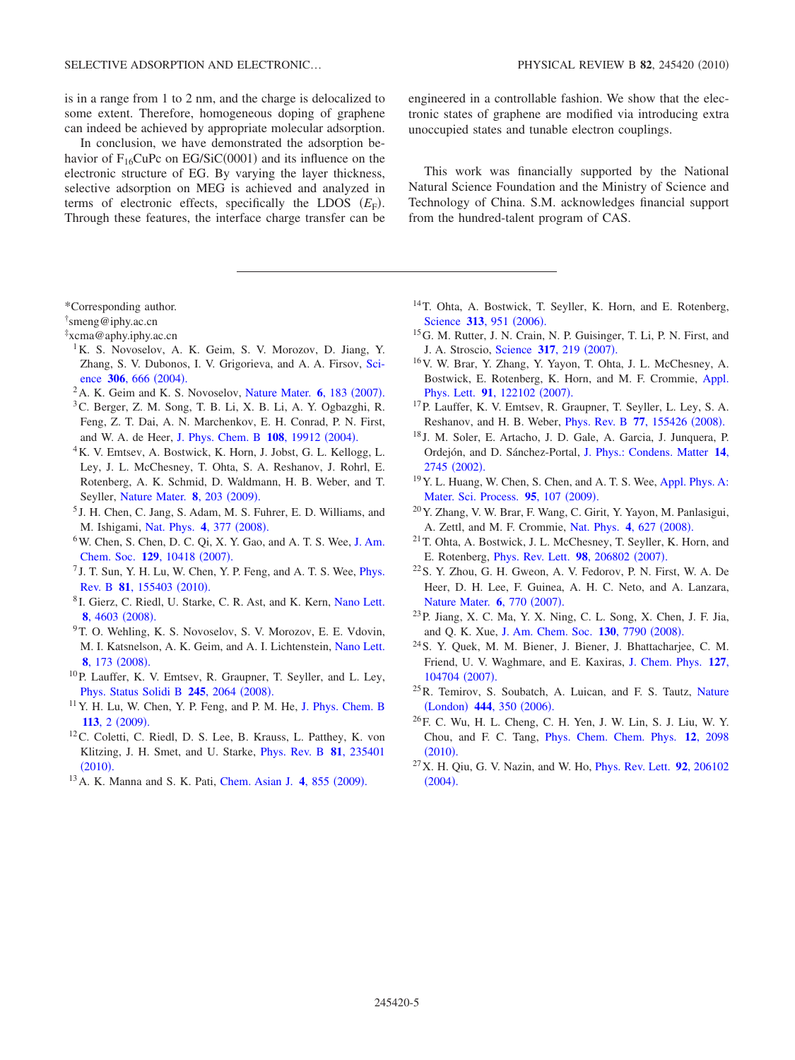is in a range from 1 to 2 nm, and the charge is delocalized to some extent. Therefore, homogeneous doping of graphene can indeed be achieved by appropriate molecular adsorption.

In conclusion, we have demonstrated the adsorption behavior of $F_{16}CuPc$ on EG/SiC(0001) and its influence on the electronic structure of EG. By varying the layer thickness, selective adsorption on MEG is achieved and analyzed in terms of electronic effects, specifically the LDOS $(E_F)$. Through these features, the interface charge transfer can be engineered in a controllable fashion. We show that the electronic states of graphene are modified via introducing extra unoccupied states and tunable electron couplings.

This work was financially supported by the National Natural Science Foundation and the Ministry of Science and Technology of China. S.M. acknowledges financial support from the hundred-talent program of CAS.

---

*Corresponding author.

†smeng@iphy.ac.cn

‡xcma@aphy.iphy.ac.cn

[1] K. S. Novoselov, A. K. Geim, S. V. Morozov, D. Jiang, Y. Zhang, S. V. Dubonos, I. V. Grigorieva, and A. A. Firsov, Science **306**, 666 (2004).

[2] A. K. Geim and K. S. Novoselov, Nature Mater. **6**, 183 (2007).

[3] C. Berger, Z. M. Song, T. B. Li, X. B. Li, A. Y. Ogbazghi, R. Feng, Z. T. Dai, A. N. Marchenkov, E. H. Conrad, P. N. First, and W. A. de Heer, J. Phys. Chem. B **108**, 19912 (2004).

[4] K. V. Emtsev, A. Bostwick, K. Horn, J. Jobst, G. L. Kellogg, L. Ley, J. L. McChesney, T. Ohta, S. A. Reshanov, J. Rohrl, E. Rotenberg, A. K. Schmid, D. Waldmann, H. B. Weber, and T. Seyller, Nature Mater. **8**, 203 (2009).

[5] J. H. Chen, C. Jang, S. Adam, M. S. Fuhrer, E. D. Williams, and M. Ishigami, Nat. Phys. **4**, 377 (2008).

[6] W. Chen, S. Chen, D. C. Qi, X. Y. Gao, and A. T. S. Wee, J. Am. Chem. Soc. **129**, 10418 (2007).

[7] J. T. Sun, Y. H. Lu, W. Chen, Y. P. Feng, and A. T. S. Wee, Phys. Rev. B **81**, 155403 (2010).

[8] I. Gierz, C. Riedl, U. Starke, C. R. Ast, and K. Kern, Nano Lett. **8**, 4603 (2008).

[9] T. O. Wehling, K. S. Novoselov, S. V. Morozov, E. E. Vdovin, M. I. Katsnelson, A. K. Geim, and A. I. Lichtenstein, Nano Lett. **8**, 173 (2008).

[10] P. Lauffer, K. V. Emtsev, R. Graupner, T. Seyller, and L. Ley, Phys. Status Solidi B **245**, 2064 (2008).

[11] Y. H. Lu, W. Chen, Y. P. Feng, and P. M. He, J. Phys. Chem. B **113**, 2 (2009).

[12] C. Coletti, C. Riedl, D. S. Lee, B. Krauss, L. Patthey, K. von Klitzing, J. H. Smet, and U. Starke, Phys. Rev. B **81**, 235401 (2010).

[13] A. K. Manna and S. K. Pati, Chem. Asian J. **4**, 855 (2009).

[14] T. Ohta, A. Bostwick, T. Seyller, K. Horn, and E. Rotenberg, Science **313**, 951 (2006).

[15] G. M. Rutter, J. N. Crain, N. P. Guisinger, T. Li, P. N. First, and J. A. Stroscio, Science **317**, 219 (2007).

[16] V. W. Brar, Y. Zhang, Y. Yayon, T. Ohta, J. L. McChesney, A. Bostwick, E. Rotenberg, K. Horn, and M. F. Crommie, Appl. Phys. Lett. **91**, 122102 (2007).

[17] P. Lauffer, K. V. Emtsev, R. Graupner, T. Seyller, L. Ley, S. A. Reshanov, and H. B. Weber, Phys. Rev. B **77**, 155426 (2008).

[18] J. M. Soler, E. Artacho, J. D. Gale, A. Garcia, J. Junquera, P. Ordejón, and D. Sánchez-Portal, J. Phys.: Condens. Matter **14**, 2745 (2002).

[19] Y. L. Huang, W. Chen, S. Chen, and A. T. S. Wee, Appl. Phys. A: Mater. Sci. Process. **95**, 107 (2009).

[20] Y. Zhang, V. W. Brar, F. Wang, C. Girit, Y. Yayon, M. Panlasigui, A. Zettl, and M. F. Crommie, Nat. Phys. **4**, 627 (2008).

[21] T. Ohta, A. Bostwick, J. L. McChesney, T. Seyller, K. Horn, and E. Rotenberg, Phys. Rev. Lett. **98**, 206802 (2007).

[22] S. Y. Zhou, G. H. Gweon, A. V. Fedorov, P. N. First, W. A. De Heer, D. H. Lee, F. Guinea, A. H. C. Neto, and A. Lanzara, Nature Mater. **6**, 770 (2007).

[23] P. Jiang, X. C. Ma, Y. X. Ning, C. L. Song, X. Chen, J. F. Jia, and Q. K. Xue, J. Am. Chem. Soc. **130**, 7790 (2008).

[24] S. Y. Quek, M. M. Biener, J. Biener, J. Bhattacharjee, C. M. Friend, U. V. Waghmare, and E. Kaxiras, J. Chem. Phys. **127**, 104704 (2007).

[25] R. Temirov, S. Soubatch, A. Luican, and F. S. Tautz, Nature (London) **444**, 350 (2006).

[26] F. C. Wu, H. L. Cheng, C. H. Yen, J. W. Lin, S. J. Liu, W. Y. Chou, and F. C. Tang, Phys. Chem. Chem. Phys. **12**, 2098 (2010).

[27] X. H. Qiu, G. V. Nazin, and W. Ho, Phys. Rev. Lett. **92**, 206102 (2004).